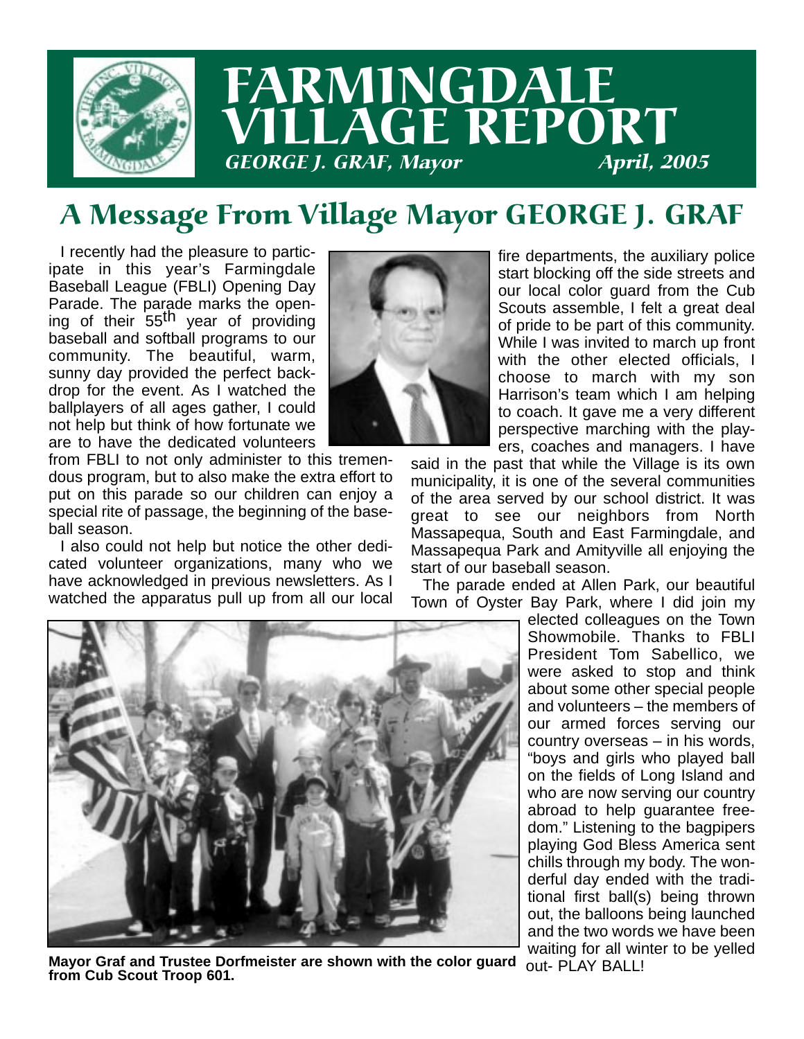# FARMINGDALE VILLAGE REPORT

*GEORGE J. GRAF, Mayor* *April, 2005*

## A Message From Village Mayor GEORGE J. GRAF

I recently had the pleasure to participate in this year's Farmingdale Baseball League (FBLI) Opening Day Parade. The parade marks the opening of their 55th year of providing baseball and softball programs to our community. The beautiful, warm, sunny day provided the perfect backdrop for the event. As I watched the ballplayers of all ages gather, I could not help but think of how fortunate we are to have the dedicated volunteers from FBLI to not only administer to this tremendous program, but to also make the extra effort to put on this parade so our children can enjoy a special rite of passage, the beginning of the baseball season.

I also could not help but notice the other dedicated volunteer organizations, many who we have acknowledged in previous newsletters. As I watched the apparatus pull up from all our local fire departments, the auxiliary police start blocking off the side streets and our local color guard from the Cub Scouts assemble, I felt a great deal of pride to be part of this community. While I was invited to march up front with the other elected officials, I choose to march with my son Harrison's team which I am helping to coach. It gave me a very different perspective marching with the players, coaches and managers. I have said in the past that while the Village is its own municipality, it is one of the several communities of the area served by our school district. It was great to see our neighbors from North Massapequa, South and East Farmingdale, and Massapequa Park and Amityville all enjoying the start of our baseball season.

The parade ended at Allen Park, our beautiful Town of Oyster Bay Park, where I did join my elected colleagues on the Town Showmobile. Thanks to FBLI President Tom Sabellico, we were asked to stop and think about some other special people and volunteers – the members of our armed forces serving our country overseas – in his words, "boys and girls who played ball on the fields of Long Island and who are now serving our country abroad to help guarantee freedom." Listening to the bagpipers playing God Bless America sent chills through my body. The wonderful day ended with the traditional first ball(s) being thrown out, the balloons being launched and the two words we have been waiting for all winter to be yelled out- PLAY BALL!

**Mayor Graf and Trustee Dorfmeister are shown with the color guard from Cub Scout Troop 601.**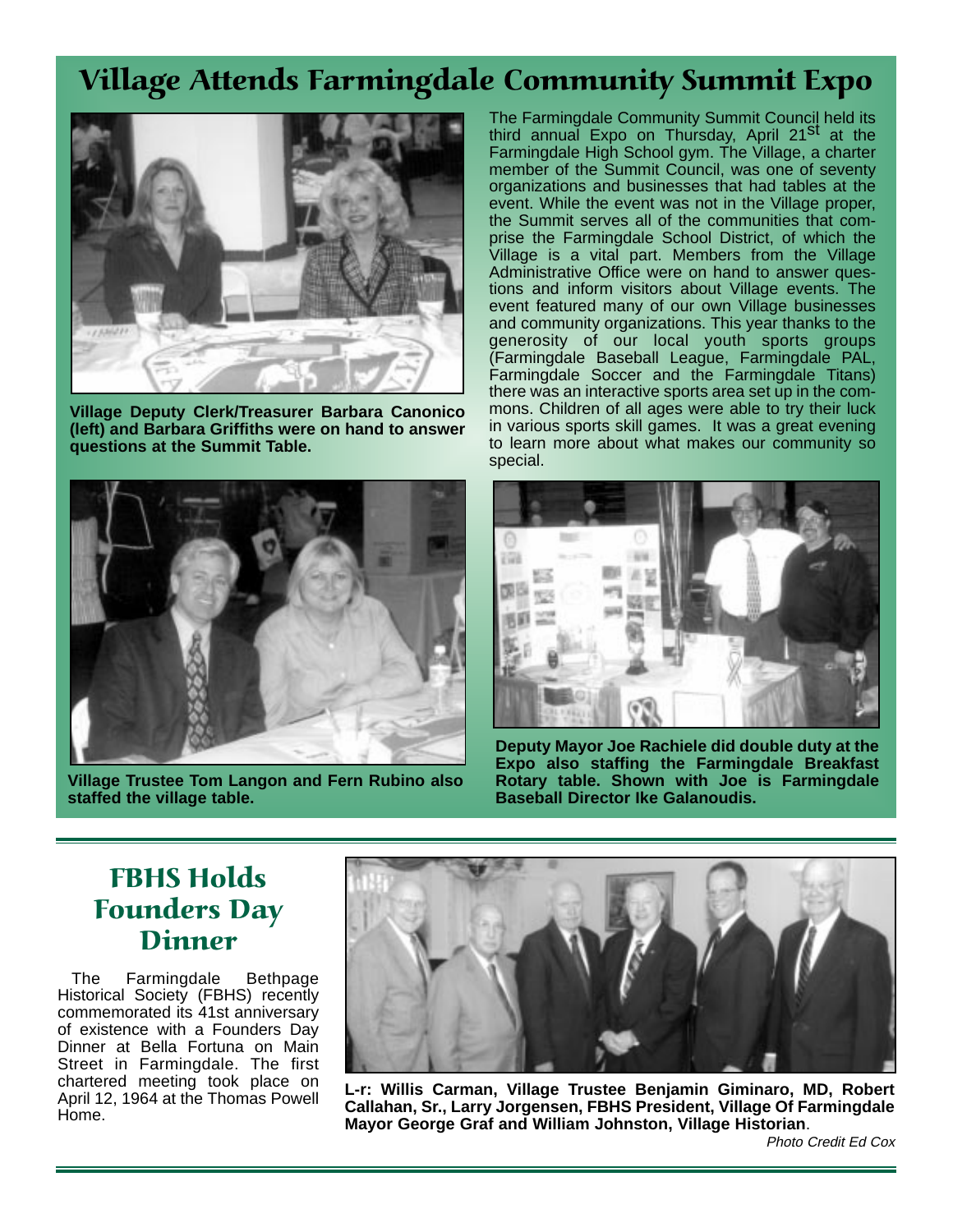# Village Attends Farmingdale Community Summit Expo

The Farmingdale Community Summit Council held its third annual Expo on Thursday, April 21st at the Farmingdale High School gym. The Village, a charter member of the Summit Council, was one of seventy organizations and businesses that had tables at the event. While the event was not in the Village proper, the Summit serves all of the communities that comprise the Farmingdale School District, of which the Village is a vital part. Members from the Village Administrative Office were on hand to answer questions and inform visitors about Village events. The event featured many of our own Village businesses and community organizations. This year thanks to the generosity of our local youth sports groups (Farmingdale Baseball League, Farmingdale PAL, Farmingdale Soccer and the Farmingdale Titans) there was an interactive sports area set up in the commons. Children of all ages were able to try their luck in various sports skill games. It was a great evening to learn more about what makes our community so special.

**Village Deputy Clerk/Treasurer Barbara Canonico (left) and Barbara Griffiths were on hand to answer questions at the Summit Table.**

**Village Trustee Tom Langon and Fern Rubino also staffed the village table.**

**Deputy Mayor Joe Rachiele did double duty at the Expo also staffing the Farmingdale Breakfast Rotary table. Shown with Joe is Farmingdale Baseball Director Ike Galanoudis.**

## FBHS Holds Founders Day Dinner

The Farmingdale Bethpage Historical Society (FBHS) recently commemorated its 41st anniversary of existence with a Founders Day Dinner at Bella Fortuna on Main Street in Farmingdale. The first chartered meeting took place on April 12, 1964 at the Thomas Powell Home.

**L-r: Willis Carman, Village Trustee Benjamin Giminaro, MD, Robert Callahan, Sr., Larry Jorgensen, FBHS President, Village Of Farmingdale Mayor George Graf and William Johnston, Village Historian**.

*Photo Credit Ed Cox*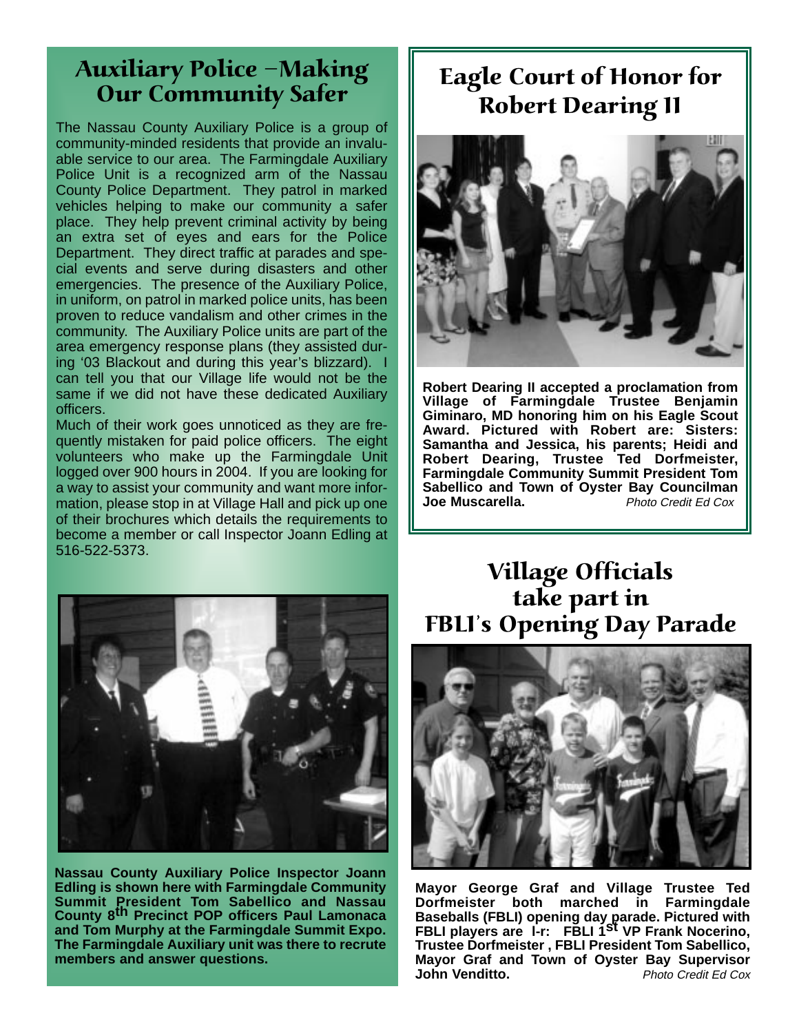## Auxiliary Police –Making Our Community Safer

The Nassau County Auxiliary Police is a group of community-minded residents that provide an invaluable service to our area. The Farmingdale Auxiliary Police Unit is a recognized arm of the Nassau County Police Department. They patrol in marked vehicles helping to make our community a safer place. They help prevent criminal activity by being an extra set of eyes and ears for the Police Department. They direct traffic at parades and special events and serve during disasters and other emergencies. The presence of the Auxiliary Police, in uniform, on patrol in marked police units, has been proven to reduce vandalism and other crimes in the community. The Auxiliary Police units are part of the area emergency response plans (they assisted during '03 Blackout and during this year's blizzard). I can tell you that our Village life would not be the same if we did not have these dedicated Auxiliary officers.

Much of their work goes unnoticed as they are frequently mistaken for paid police officers. The eight volunteers who make up the Farmingdale Unit logged over 900 hours in 2004. If you are looking for a way to assist your community and want more information, please stop in at Village Hall and pick up one of their brochures which details the requirements to become a member or call Inspector Joann Edling at 516-522-5373.

**Nassau County Auxiliary Police Inspector Joann Edling is shown here with Farmingdale Community Summit President Tom Sabellico and Nassau County 8th Precinct POP officers Paul Lamonaca and Tom Murphy at the Farmingdale Summit Expo. The Farmingdale Auxiliary unit was there to recrute members and answer questions.**

## Eagle Court of Honor for Robert Dearing II

**Robert Dearing II accepted a proclamation from Village of Farmingdale Trustee Benjamin Giminaro, MD honoring him on his Eagle Scout Award. Pictured with Robert are: Sisters: Samantha and Jessica, his parents; Heidi and Robert Dearing, Trustee Ted Dorfmeister, Farmingdale Community Summit President Tom Sabellico and Town of Oyster Bay Councilman Joe Muscarella.** *Photo Credit Ed Cox*

## Village Officials take part in FBLI's Opening Day Parade

**Mayor George Graf and Village Trustee Ted Dorfmeister both marched in Farmingdale Baseballs (FBLI) opening day parade. Pictured with FBLI players are l-r: FBLI 1st VP Frank Nocerino, Trustee Dorfmeister , FBLI President Tom Sabellico, Mayor Graf and Town of Oyster Bay Supervisor John Venditto.** *Photo Credit Ed Cox*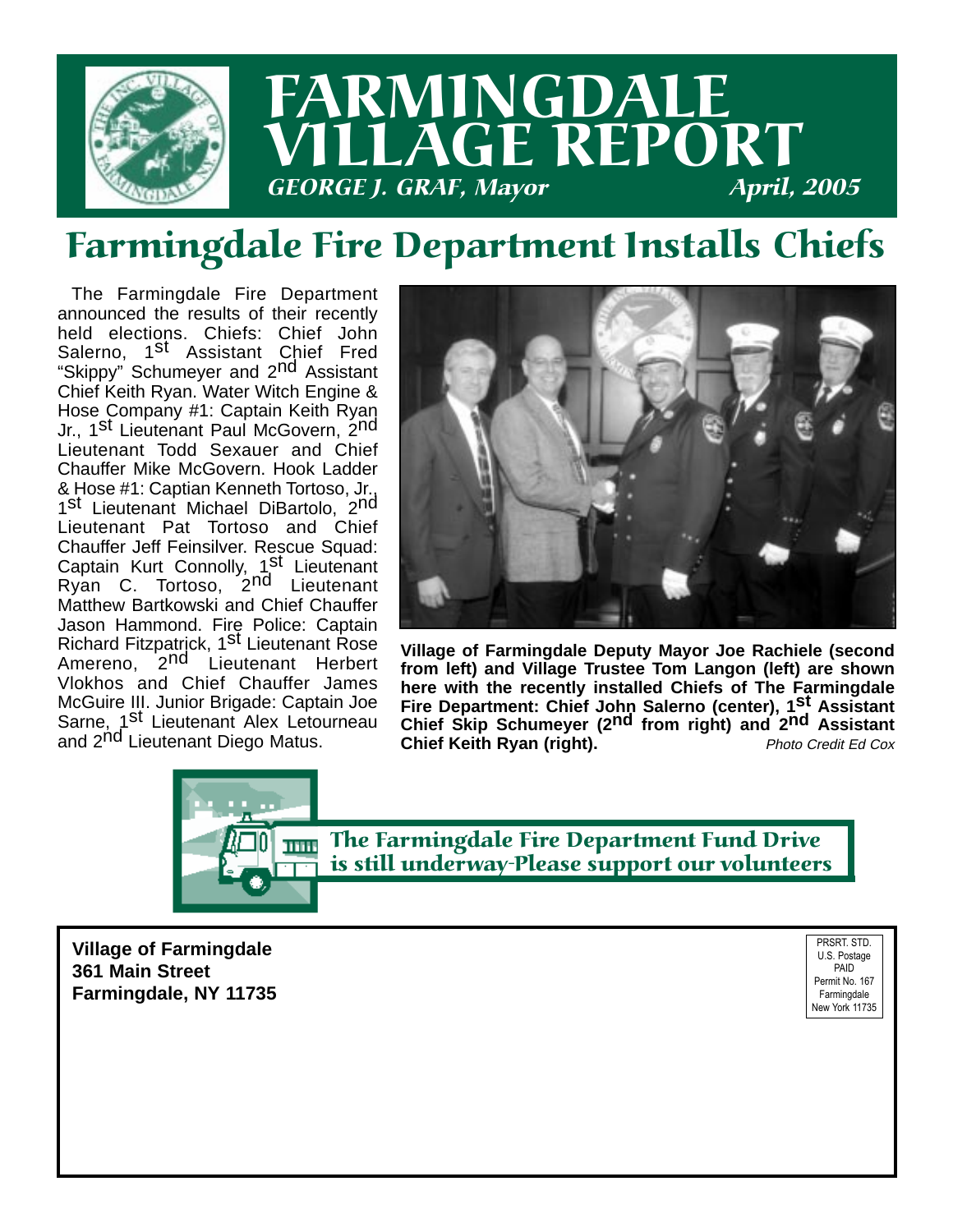# FARMINGDALE VILLAGE REPORT

*GEORGE J. GRAF, Mayor* *April, 2005*

## Farmingdale Fire Department Installs Chiefs

The Farmingdale Fire Department announced the results of their recently held elections. Chiefs: Chief John Salerno, 1st Assistant Chief Fred "Skippy" Schumeyer and 2nd Assistant Chief Keith Ryan. Water Witch Engine & Hose Company #1: Captain Keith Ryan Jr., 1st Lieutenant Paul McGovern, 2nd Lieutenant Todd Sexauer and Chief Chauffer Mike McGovern. Hook Ladder & Hose #1: Captian Kenneth Tortoso, Jr., 1st Lieutenant Michael DiBartolo, 2nd Lieutenant Pat Tortoso and Chief Chauffer Jeff Feinsilver. Rescue Squad: Captain Kurt Connolly, 1st Lieutenant Ryan C. Tortoso, 2nd Lieutenant Matthew Bartkowski and Chief Chauffer Jason Hammond. Fire Police: Captain Richard Fitzpatrick, 1st Lieutenant Rose Amereno, 2nd Lieutenant Herbert Vlokhos and Chief Chauffer James McGuire III. Junior Brigade: Captain Joe Sarne, 1st Lieutenant Alex Letourneau and 2nd Lieutenant Diego Matus.

**Village of Farmingdale Deputy Mayor Joe Rachiele (second from left) and Village Trustee Tom Langon (left) are shown here with the recently installed Chiefs of The Farmingdale Fire Department: Chief John Salerno (center), 1st Assistant Chief Skip Schumeyer (2nd from right) and 2nd Assistant Chief Keith Ryan (right).** *Photo Credit Ed Cox*

**The Farmingdale Fire Department Fund Drive is still underway-Please support our volunteers**

**Village of Farmingdale**
**361 Main Street**
**Farmingdale, NY 11735**

PRSRT. STD.
U.S. Postage
PAID
Permit No. 167
Farmingdale
New York 11735